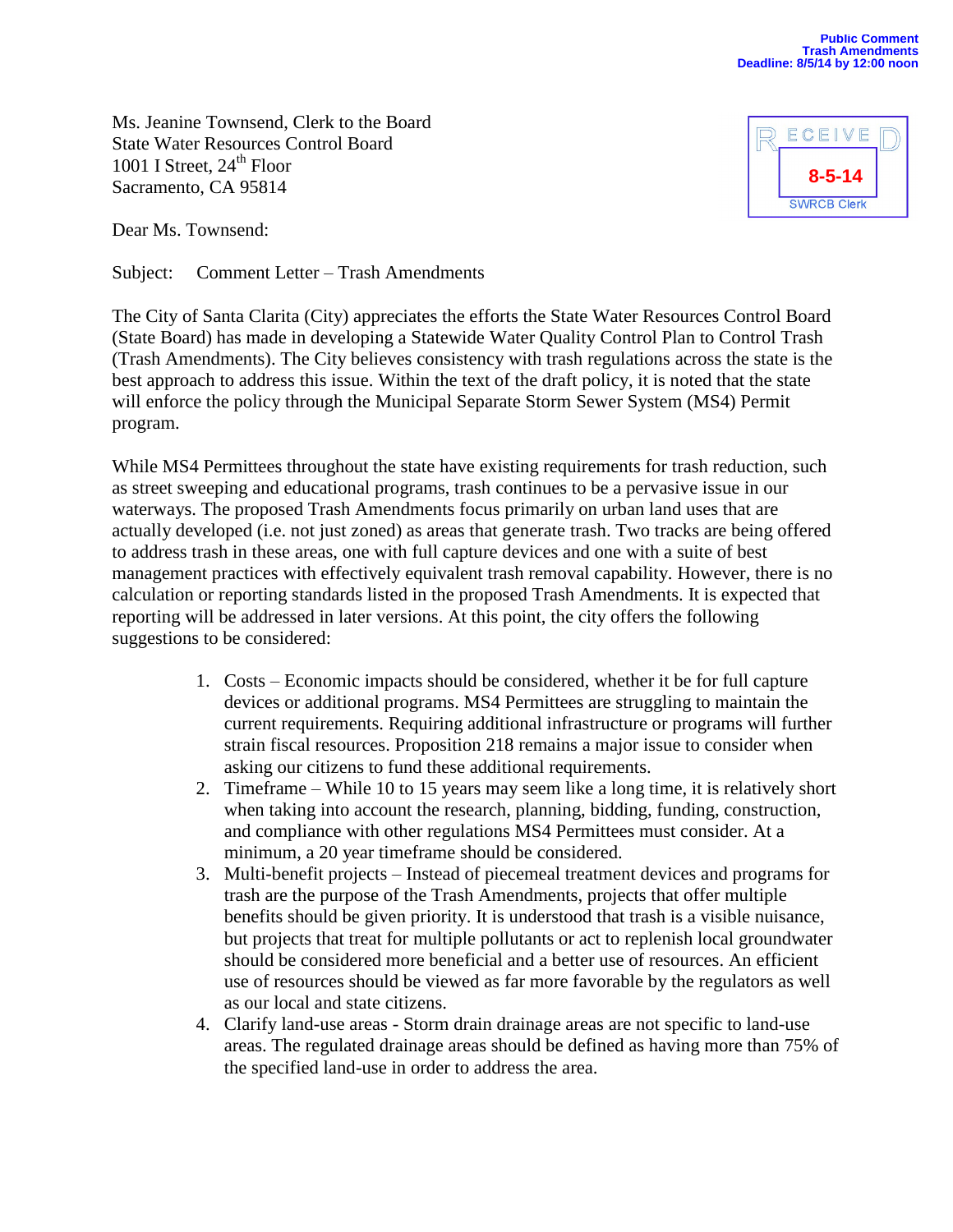Public Comment
Trash Amendments
Deadline: 8/5/14 by 12:00 noon

RECEIVED
8-5-14
SWRCB Clerk

Ms. Jeanine Townsend, Clerk to the Board
State Water Resources Control Board
1001 I Street, 24th Floor
Sacramento, CA 95814

Dear Ms. Townsend:

Subject: Comment Letter – Trash Amendments

The City of Santa Clarita (City) appreciates the efforts the State Water Resources Control Board (State Board) has made in developing a Statewide Water Quality Control Plan to Control Trash (Trash Amendments). The City believes consistency with trash regulations across the state is the best approach to address this issue. Within the text of the draft policy, it is noted that the state will enforce the policy through the Municipal Separate Storm Sewer System (MS4) Permit program.

While MS4 Permittees throughout the state have existing requirements for trash reduction, such as street sweeping and educational programs, trash continues to be a pervasive issue in our waterways. The proposed Trash Amendments focus primarily on urban land uses that are actually developed (i.e. not just zoned) as areas that generate trash. Two tracks are being offered to address trash in these areas, one with full capture devices and one with a suite of best management practices with effectively equivalent trash removal capability. However, there is no calculation or reporting standards listed in the proposed Trash Amendments. It is expected that reporting will be addressed in later versions. At this point, the city offers the following suggestions to be considered:

1. Costs – Economic impacts should be considered, whether it be for full capture devices or additional programs. MS4 Permittees are struggling to maintain the current requirements. Requiring additional infrastructure or programs will further strain fiscal resources. Proposition 218 remains a major issue to consider when asking our citizens to fund these additional requirements.
2. Timeframe – While 10 to 15 years may seem like a long time, it is relatively short when taking into account the research, planning, bidding, funding, construction, and compliance with other regulations MS4 Permittees must consider. At a minimum, a 20 year timeframe should be considered.
3. Multi-benefit projects – Instead of piecemeal treatment devices and programs for trash are the purpose of the Trash Amendments, projects that offer multiple benefits should be given priority. It is understood that trash is a visible nuisance, but projects that treat for multiple pollutants or act to replenish local groundwater should be considered more beneficial and a better use of resources. An efficient use of resources should be viewed as far more favorable by the regulators as well as our local and state citizens.
4. Clarify land-use areas - Storm drain drainage areas are not specific to land-use areas. The regulated drainage areas should be defined as having more than 75% of the specified land-use in order to address the area.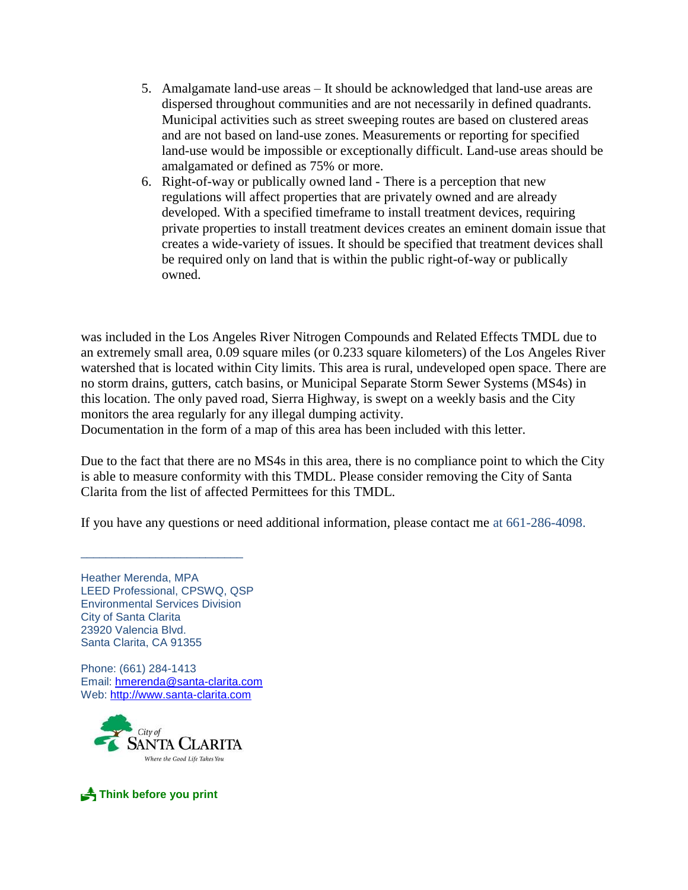5. Amalgamate land-use areas – It should be acknowledged that land-use areas are dispersed throughout communities and are not necessarily in defined quadrants. Municipal activities such as street sweeping routes are based on clustered areas and are not based on land-use zones. Measurements or reporting for specified land-use would be impossible or exceptionally difficult. Land-use areas should be amalgamated or defined as 75% or more.
6. Right-of-way or publically owned land - There is a perception that new regulations will affect properties that are privately owned and are already developed. With a specified timeframe to install treatment devices, requiring private properties to install treatment devices creates an eminent domain issue that creates a wide-variety of issues. It should be specified that treatment devices shall be required only on land that is within the public right-of-way or publically owned.

was included in the Los Angeles River Nitrogen Compounds and Related Effects TMDL due to an extremely small area, 0.09 square miles (or 0.233 square kilometers) of the Los Angeles River watershed that is located within City limits. This area is rural, undeveloped open space. There are no storm drains, gutters, catch basins, or Municipal Separate Storm Sewer Systems (MS4s) in this location. The only paved road, Sierra Highway, is swept on a weekly basis and the City monitors the area regularly for any illegal dumping activity.
Documentation in the form of a map of this area has been included with this letter.

Due to the fact that there are no MS4s in this area, there is no compliance point to which the City is able to measure conformity with this TMDL. Please consider removing the City of Santa Clarita from the list of affected Permittees for this TMDL.

If you have any questions or need additional information, please contact me at 661-286-4098.

\_\_\_\_\_\_\_\_\_\_\_\_\_\_\_\_\_\_\_\_\_\_\_\_\_\_

Heather Merenda, MPA
LEED Professional, CPSWQ, QSP
Environmental Services Division
City of Santa Clarita
23920 Valencia Blvd.
Santa Clarita, CA 91355

Phone: (661) 284-1413
Email: hmerenda@santa-clarita.com
Web: http://www.santa-clarita.com

City of SANTA CLARITA
Where the Good Life Takes You

**Think before you print**